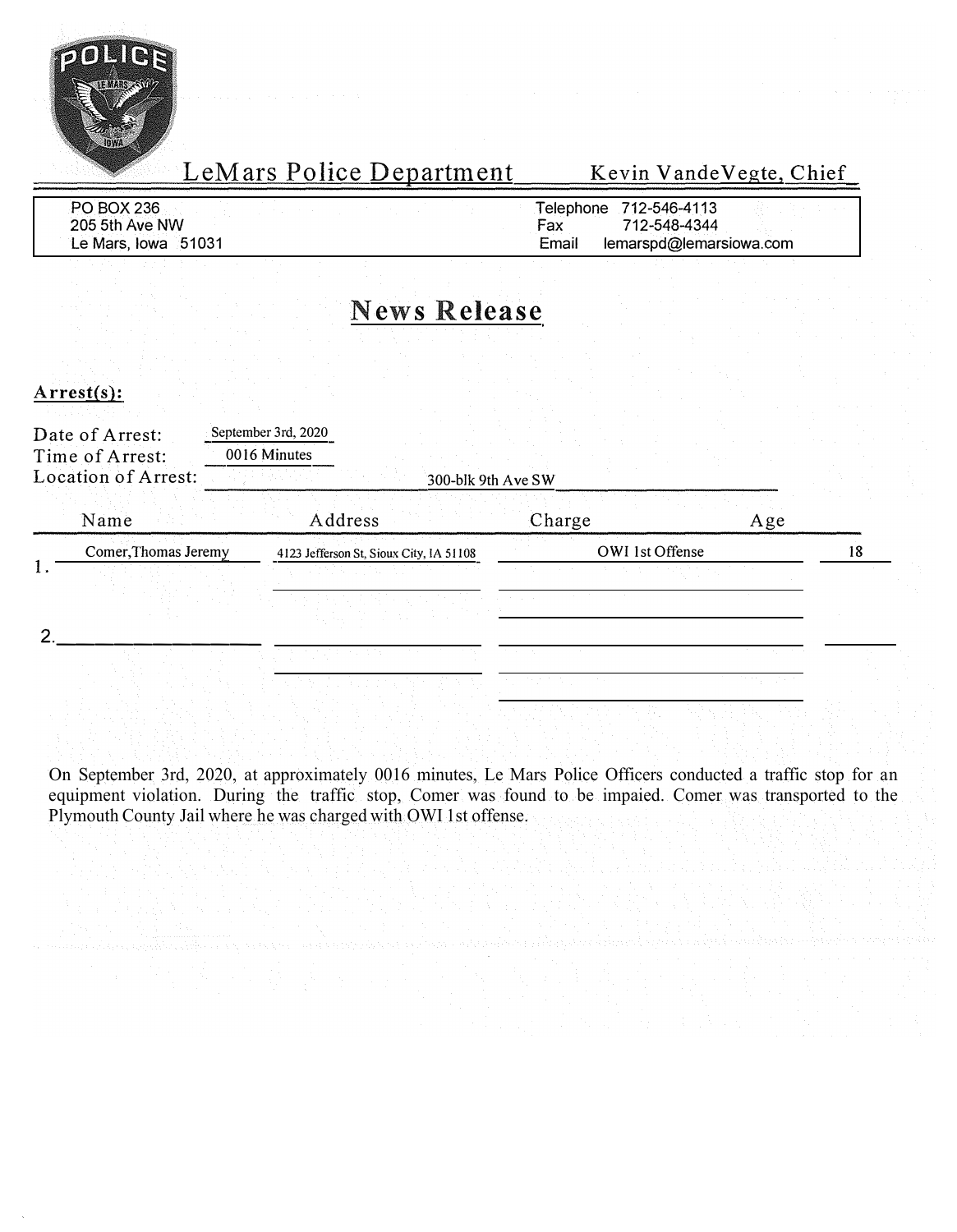# LeMars Police Department

Kevin VandeVegte, Chief

PO BOX 236
205 5th Ave NW
Le Mars, Iowa 51031

Telephone 712-546-4113
Fax 712-548-4344
Email lemarspd@lemarsiowa.com

## News Release

**Arrest(s):**

Date of Arrest: September 3rd, 2020
Time of Arrest: 0016 Minutes
Location of Arrest: 300-blk 9th Ave SW

| | Name | Address | Charge | Age |
|---|---|---|---|---|
| 1. | Comer,Thomas Jeremy | 4123 Jefferson St, Sioux City, IA 51108 | OWI 1st Offense | 18 |
| 2. | | | | |

On September 3rd, 2020, at approximately 0016 minutes, Le Mars Police Officers conducted a traffic stop for an equipment violation. During the traffic stop, Comer was found to be impaied. Comer was transported to the Plymouth County Jail where he was charged with OWI 1st offense.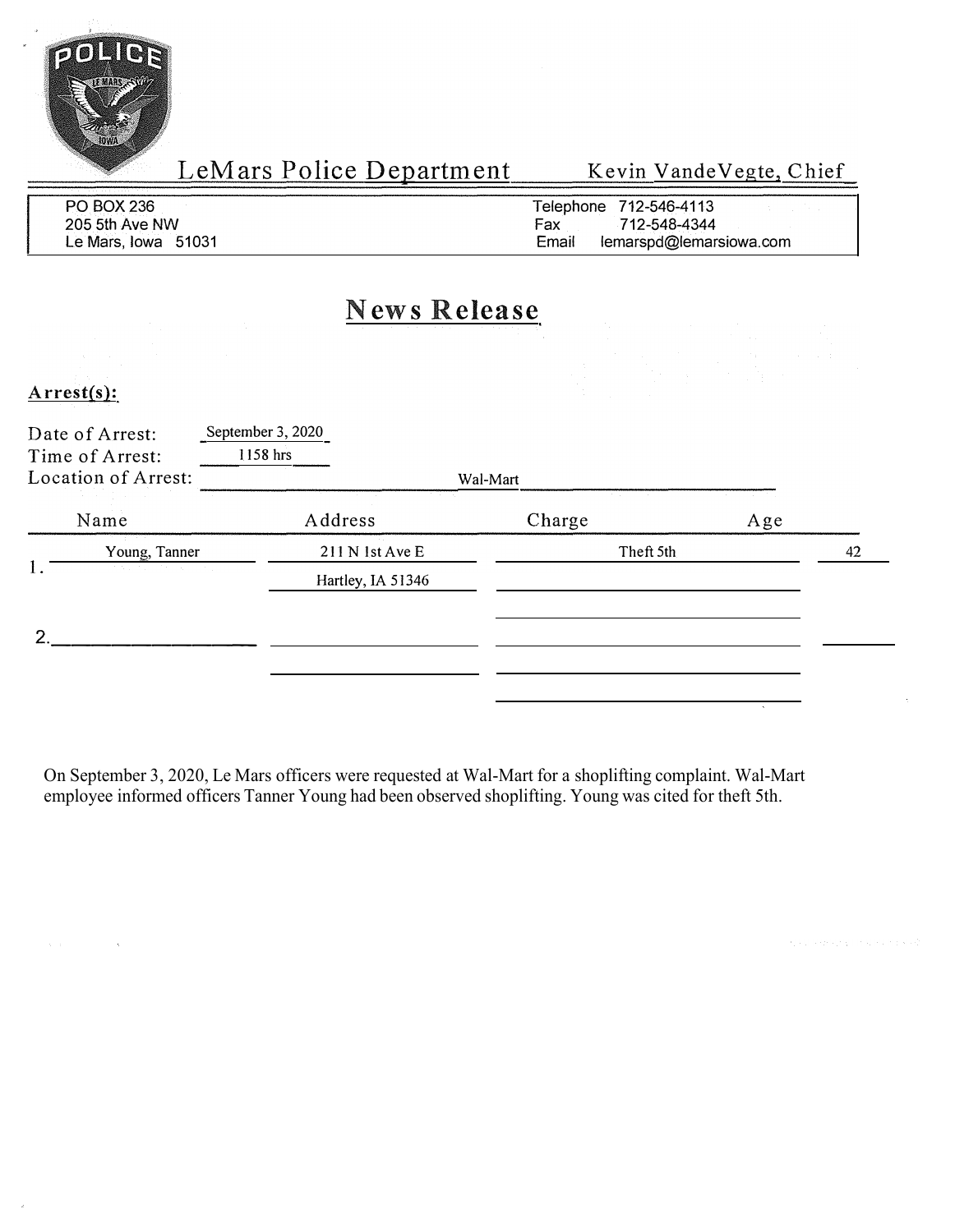# LeMars Police Department

Kevin VandeVegte, Chief

PO BOX 236
205 5th Ave NW
Le Mars, Iowa 51031

Telephone 712-546-4113
Fax 712-548-4344
Email lemarspd@lemarsiowa.com

## News Release

**Arrest(s):**

Date of Arrest: September 3, 2020
Time of Arrest: 1158 hrs
Location of Arrest: Wal-Mart

| | Name | Address | Charge | Age |
|---|---|---|---|---|
| 1. | Young, Tanner | 211 N 1st Ave E Hartley, IA 51346 | Theft 5th | 42 |
| 2. | | | | |

On September 3, 2020, Le Mars officers were requested at Wal-Mart for a shoplifting complaint. Wal-Mart employee informed officers Tanner Young had been observed shoplifting. Young was cited for theft 5th.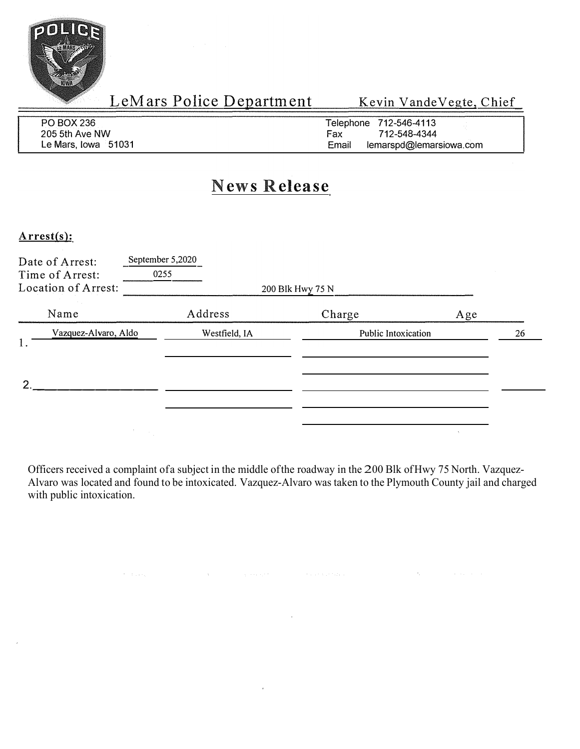LeMars Police Department — Kevin VandeVegte, Chief

PO BOX 236
205 5th Ave NW
Le Mars, Iowa 51031

Telephone 712-546-4113
Fax 712-548-4344
Email lemarspd@lemarsiowa.com

# News Release

**Arrest(s):**

Date of Arrest: September 5,2020
Time of Arrest: 0255
Location of Arrest: 200 Blk Hwy 75 N

| | Name | Address | Charge | Age |
|---|---|---|---|---|
| 1. | Vazquez-Alvaro, Aldo | Westfield, IA | Public Intoxication | 26 |
| 2. | | | | |

Officers received a complaint ofa subject in the middle ofthe roadway in the 200 Blk ofHwy 75 North. Vazquez-Alvaro was located and found to be intoxicated. Vazquez-Alvaro was taken to the Plymouth County jail and charged with public intoxication.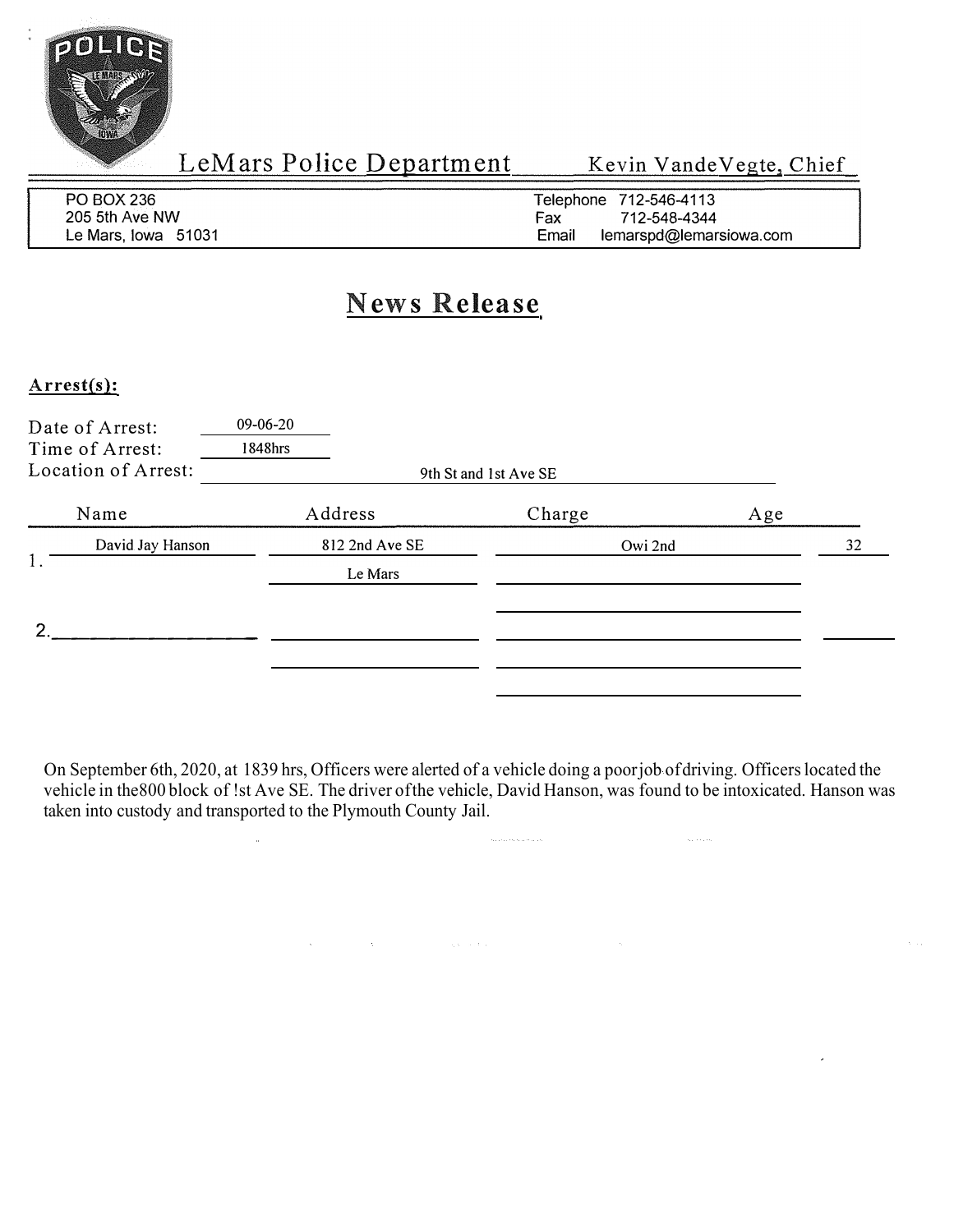# LeMars Police Department

Kevin VandeVegte, Chief

PO BOX 236
205 5th Ave NW
Le Mars, Iowa 51031

Telephone 712-546-4113
Fax 712-548-4344
Email lemarspd@lemarsiowa.com

## News Release

**Arrest(s):**

Date of Arrest: 09-06-20
Time of Arrest: 1848hrs
Location of Arrest: 9th St and 1st Ave SE

| | Name | Address | Charge | Age |
|---|---|---|---|---|
| 1. | David Jay Hanson | 812 2nd Ave SE Le Mars | Owi 2nd | 32 |
| 2. | | | | |

On September 6th, 2020, at 1839 hrs, Officers were alerted of a vehicle doing a poorjob ofdriving. Officers located the vehicle in the800 block of !st Ave SE. The driver ofthe vehicle, David Hanson, was found to be intoxicated. Hanson was taken into custody and transported to the Plymouth County Jail.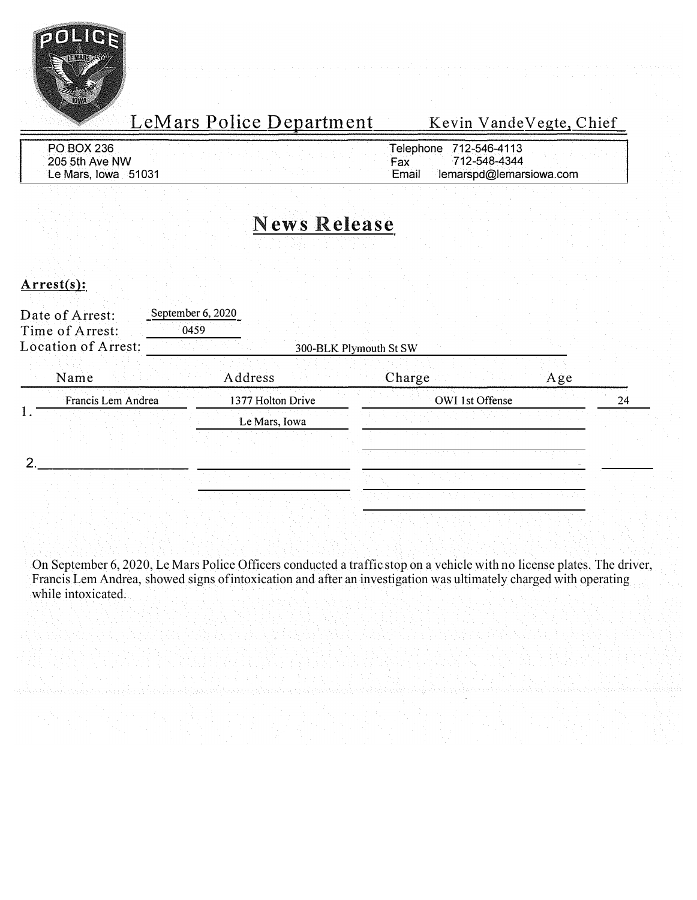# LeMars Police Department

Kevin VandeVegte, Chief

PO BOX 236
205 5th Ave NW
Le Mars, Iowa 51031

Telephone 712-546-4113
Fax 712-548-4344
Email lemarspd@lemarsiowa.com

## News Release

**Arrest(s):**

Date of Arrest: September 6, 2020
Time of Arrest: 0459
Location of Arrest: 300-BLK Plymouth St SW

| | Name | Address | Charge | Age |
|---|---|---|---|---|
| 1. | Francis Lem Andrea | 1377 Holton Drive<br>Le Mars, Iowa | OWI 1st Offense | 24 |
| 2. | | | | |

On September 6, 2020, Le Mars Police Officers conducted a traffic stop on a vehicle with no license plates. The driver, Francis Lem Andrea, showed signs ofintoxication and after an investigation was ultimately charged with operating while intoxicated.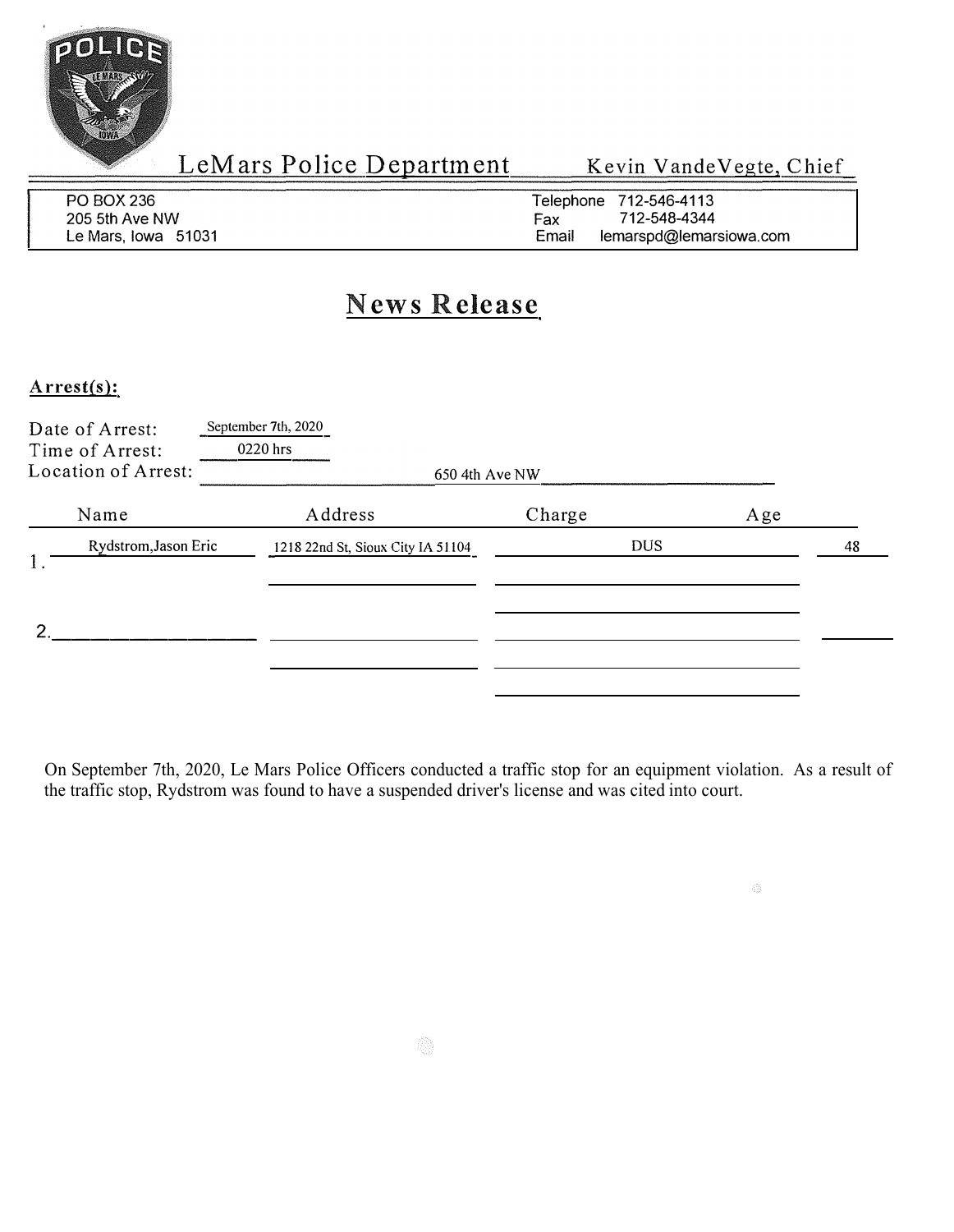LeMars Police Department — Kevin VandeVegte, Chief

PO BOX 236
205 5th Ave NW
Le Mars, Iowa 51031

Telephone 712-546-4113
Fax 712-548-4344
Email lemarspd@lemarsiowa.com

# News Release

**Arrest(s):**

Date of Arrest: September 7th, 2020
Time of Arrest: 0220 hrs
Location of Arrest: 650 4th Ave NW

| | Name | Address | Charge | Age |
|---|---|---|---|---|
| 1. | Rydstrom,Jason Eric | 1218 22nd St, Sioux City IA 51104 | DUS | 48 |
| 2. | | | | |

On September 7th, 2020, Le Mars Police Officers conducted a traffic stop for an equipment violation. As a result of the traffic stop, Rydstrom was found to have a suspended driver's license and was cited into court.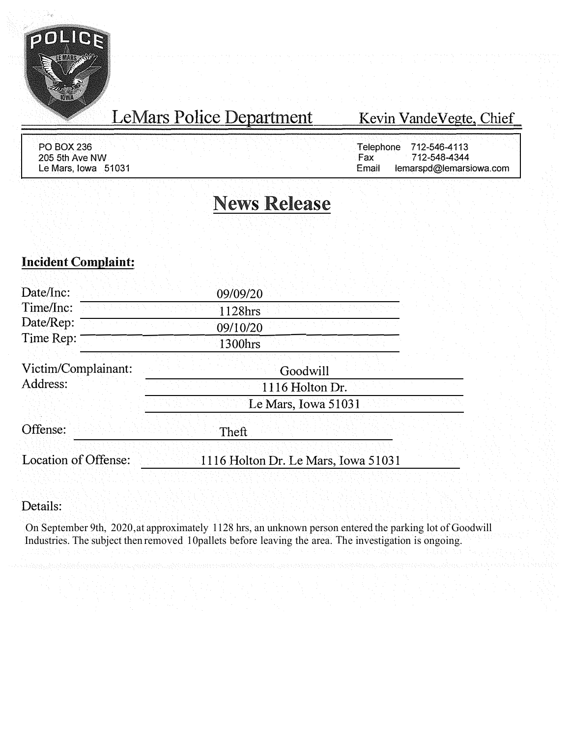# LeMars Police Department

Kevin VandeVegte, Chief

PO BOX 236
205 5th Ave NW
Le Mars, Iowa 51031

Telephone 712-546-4113
Fax 712-548-4344
Email lemarspd@lemarsiowa.com

## News Release

**Incident Complaint:**

Date/Inc: 09/09/20
Time/Inc: 1128hrs
Date/Rep: 09/10/20
Time Rep: 1300hrs

Victim/Complainant: Goodwill
Address: 1116 Holton Dr.
Le Mars, Iowa 51031

Offense: Theft

Location of Offense: 1116 Holton Dr. Le Mars, Iowa 51031

Details:

On September 9th, 2020,at approximately 1128 hrs, an unknown person entered the parking lot of Goodwill Industries. The subject then removed 10pallets before leaving the area. The investigation is ongoing.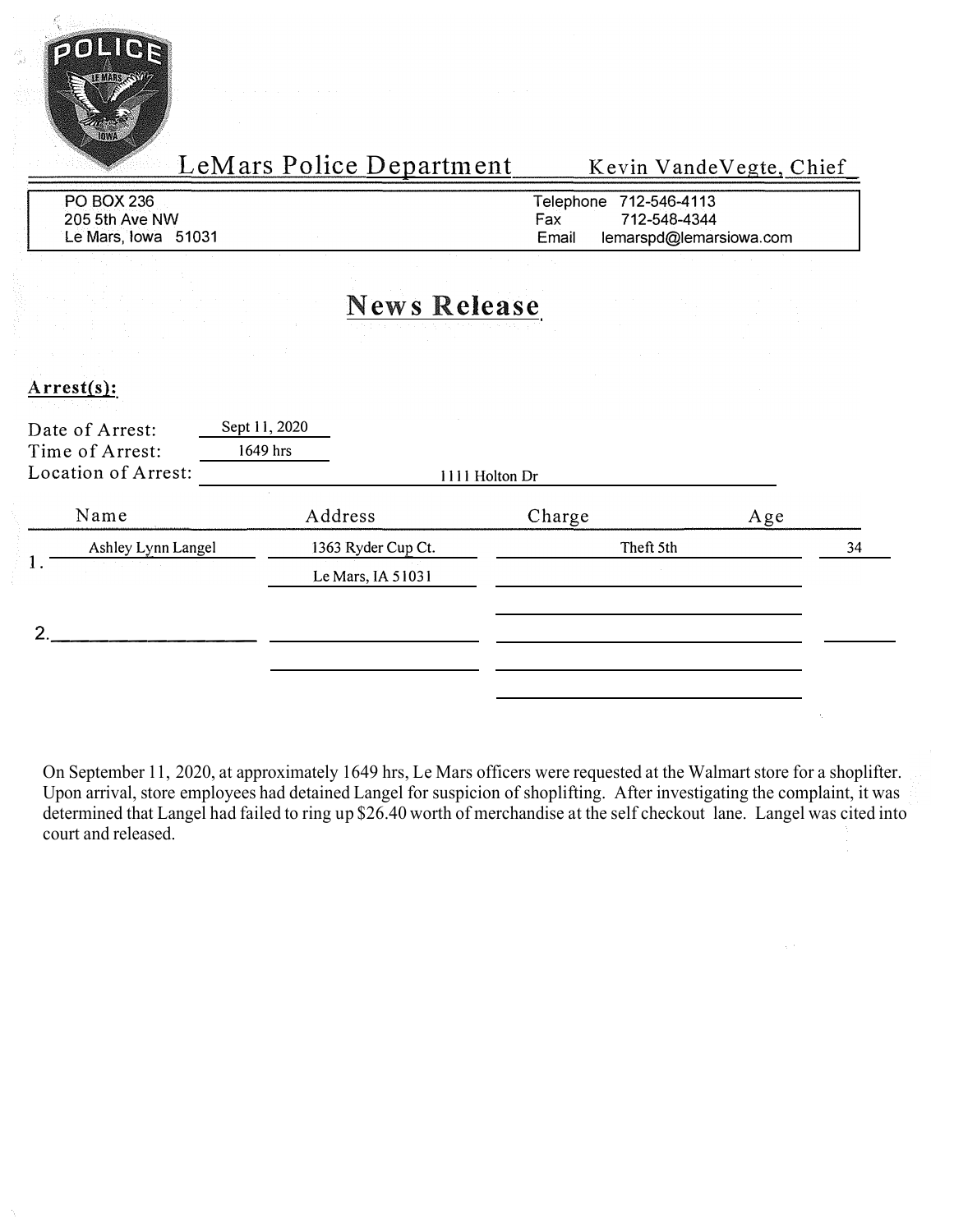# LeMars Police Department

Kevin VandeVegte, Chief

PO BOX 236
205 5th Ave NW
Le Mars, Iowa 51031

Telephone 712-546-4113
Fax 712-548-4344
Email lemarspd@lemarsiowa.com

## News Release

**Arrest(s):**

Date of Arrest: Sept 11, 2020
Time of Arrest: 1649 hrs
Location of Arrest: 1111 Holton Dr

| | Name | Address | Charge | Age |
|---|---|---|---|---|
| 1. | Ashley Lynn Langel | 1363 Ryder Cup Ct. Le Mars, IA 51031 | Theft 5th | 34 |
| 2. | | | | |

On September 11, 2020, at approximately 1649 hrs, Le Mars officers were requested at the Walmart store for a shoplifter. Upon arrival, store employees had detained Langel for suspicion of shoplifting. After investigating the complaint, it was determined that Langel had failed to ring up $26.40 worth of merchandise at the self checkout lane. Langel was cited into court and released.